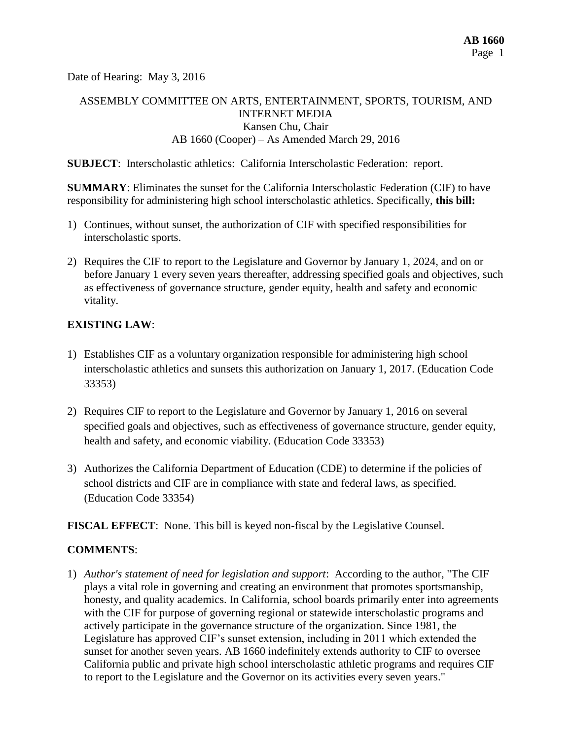Date of Hearing: May 3, 2016

# ASSEMBLY COMMITTEE ON ARTS, ENTERTAINMENT, SPORTS, TOURISM, AND INTERNET MEDIA

Kansen Chu, Chair

AB 1660 (Cooper) – As Amended March 29, 2016

**SUBJECT**: Interscholastic athletics: California Interscholastic Federation: report.

**SUMMARY**: Eliminates the sunset for the California Interscholastic Federation (CIF) to have responsibility for administering high school interscholastic athletics. Specifically, **this bill:**

1) Continues, without sunset, the authorization of CIF with specified responsibilities for interscholastic sports.

2) Requires the CIF to report to the Legislature and Governor by January 1, 2024, and on or before January 1 every seven years thereafter, addressing specified goals and objectives, such as effectiveness of governance structure, gender equity, health and safety and economic vitality.

## EXISTING LAW:

1) Establishes CIF as a voluntary organization responsible for administering high school interscholastic athletics and sunsets this authorization on January 1, 2017. (Education Code 33353)

2) Requires CIF to report to the Legislature and Governor by January 1, 2016 on several specified goals and objectives, such as effectiveness of governance structure, gender equity, health and safety, and economic viability. (Education Code 33353)

3) Authorizes the California Department of Education (CDE) to determine if the policies of school districts and CIF are in compliance with state and federal laws, as specified. (Education Code 33354)

**FISCAL EFFECT**: None. This bill is keyed non-fiscal by the Legislative Counsel.

## COMMENTS:

1) *Author's statement of need for legislation and support*: According to the author, "The CIF plays a vital role in governing and creating an environment that promotes sportsmanship, honesty, and quality academics. In California, school boards primarily enter into agreements with the CIF for purpose of governing regional or statewide interscholastic programs and actively participate in the governance structure of the organization. Since 1981, the Legislature has approved CIF's sunset extension, including in 2011 which extended the sunset for another seven years. AB 1660 indefinitely extends authority to CIF to oversee California public and private high school interscholastic athletic programs and requires CIF to report to the Legislature and the Governor on its activities every seven years."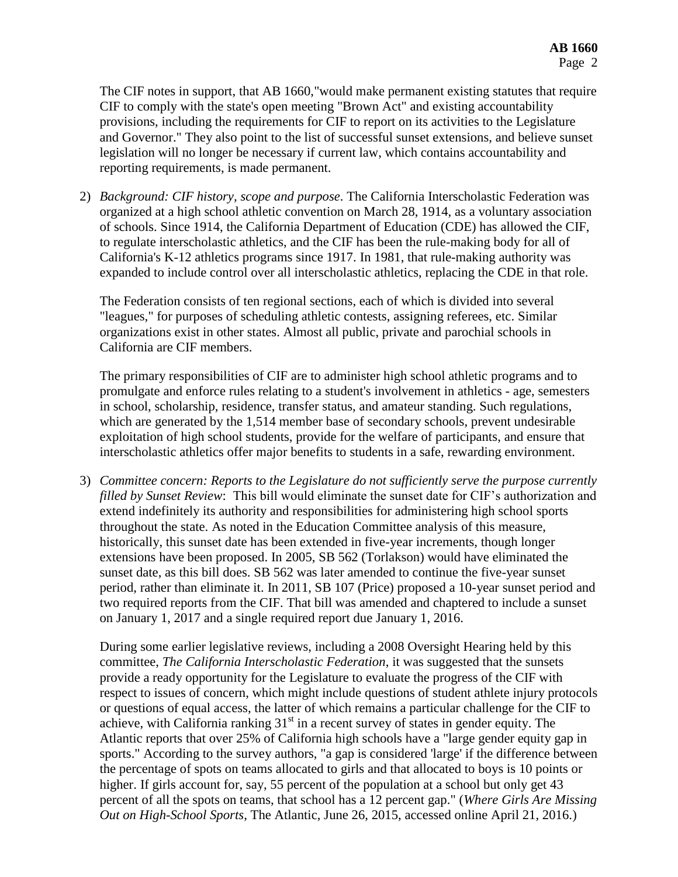The CIF notes in support, that AB 1660,"would make permanent existing statutes that require CIF to comply with the state's open meeting "Brown Act" and existing accountability provisions, including the requirements for CIF to report on its activities to the Legislature and Governor." They also point to the list of successful sunset extensions, and believe sunset legislation will no longer be necessary if current law, which contains accountability and reporting requirements, is made permanent.

2) *Background: CIF history, scope and purpose*. The California Interscholastic Federation was organized at a high school athletic convention on March 28, 1914, as a voluntary association of schools. Since 1914, the California Department of Education (CDE) has allowed the CIF, to regulate interscholastic athletics, and the CIF has been the rule-making body for all of California's K-12 athletics programs since 1917. In 1981, that rule-making authority was expanded to include control over all interscholastic athletics, replacing the CDE in that role.

   The Federation consists of ten regional sections, each of which is divided into several "leagues," for purposes of scheduling athletic contests, assigning referees, etc. Similar organizations exist in other states. Almost all public, private and parochial schools in California are CIF members.

   The primary responsibilities of CIF are to administer high school athletic programs and to promulgate and enforce rules relating to a student's involvement in athletics - age, semesters in school, scholarship, residence, transfer status, and amateur standing. Such regulations, which are generated by the 1,514 member base of secondary schools, prevent undesirable exploitation of high school students, provide for the welfare of participants, and ensure that interscholastic athletics offer major benefits to students in a safe, rewarding environment.

3) *Committee concern: Reports to the Legislature do not sufficiently serve the purpose currently filled by Sunset Review*: This bill would eliminate the sunset date for CIF's authorization and extend indefinitely its authority and responsibilities for administering high school sports throughout the state. As noted in the Education Committee analysis of this measure, historically, this sunset date has been extended in five-year increments, though longer extensions have been proposed. In 2005, SB 562 (Torlakson) would have eliminated the sunset date, as this bill does. SB 562 was later amended to continue the five-year sunset period, rather than eliminate it. In 2011, SB 107 (Price) proposed a 10-year sunset period and two required reports from the CIF. That bill was amended and chaptered to include a sunset on January 1, 2017 and a single required report due January 1, 2016.

   During some earlier legislative reviews, including a 2008 Oversight Hearing held by this committee, *The California Interscholastic Federation*, it was suggested that the sunsets provide a ready opportunity for the Legislature to evaluate the progress of the CIF with respect to issues of concern, which might include questions of student athlete injury protocols or questions of equal access, the latter of which remains a particular challenge for the CIF to achieve, with California ranking 31st in a recent survey of states in gender equity. The Atlantic reports that over 25% of California high schools have a "large gender equity gap in sports." According to the survey authors, "a gap is considered 'large' if the difference between the percentage of spots on teams allocated to girls and that allocated to boys is 10 points or higher. If girls account for, say, 55 percent of the population at a school but only get 43 percent of all the spots on teams, that school has a 12 percent gap." (*Where Girls Are Missing Out on High-School Sports*, The Atlantic, June 26, 2015, accessed online April 21, 2016.)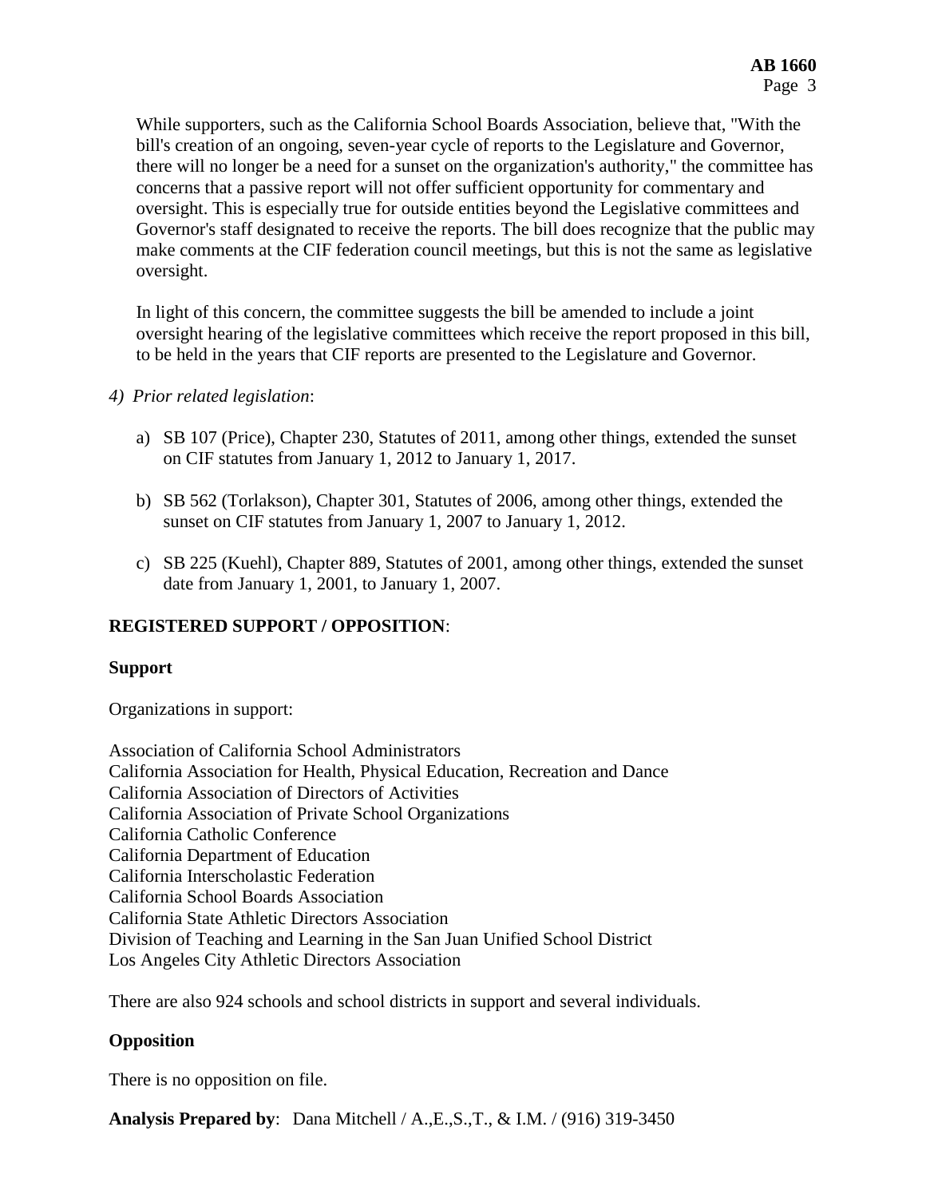While supporters, such as the California School Boards Association, believe that, "With the bill's creation of an ongoing, seven-year cycle of reports to the Legislature and Governor, there will no longer be a need for a sunset on the organization's authority," the committee has concerns that a passive report will not offer sufficient opportunity for commentary and oversight. This is especially true for outside entities beyond the Legislative committees and Governor's staff designated to receive the reports. The bill does recognize that the public may make comments at the CIF federation council meetings, but this is not the same as legislative oversight.

In light of this concern, the committee suggests the bill be amended to include a joint oversight hearing of the legislative committees which receive the report proposed in this bill, to be held in the years that CIF reports are presented to the Legislature and Governor.

4) *Prior related legislation*:

a) SB 107 (Price), Chapter 230, Statutes of 2011, among other things, extended the sunset on CIF statutes from January 1, 2012 to January 1, 2017.

b) SB 562 (Torlakson), Chapter 301, Statutes of 2006, among other things, extended the sunset on CIF statutes from January 1, 2007 to January 1, 2012.

c) SB 225 (Kuehl), Chapter 889, Statutes of 2001, among other things, extended the sunset date from January 1, 2001, to January 1, 2007.

**REGISTERED SUPPORT / OPPOSITION**:

**Support**

Organizations in support:

Association of California School Administrators
California Association for Health, Physical Education, Recreation and Dance
California Association of Directors of Activities
California Association of Private School Organizations
California Catholic Conference
California Department of Education
California Interscholastic Federation
California School Boards Association
California State Athletic Directors Association
Division of Teaching and Learning in the San Juan Unified School District
Los Angeles City Athletic Directors Association

There are also 924 schools and school districts in support and several individuals.

**Opposition**

There is no opposition on file.

**Analysis Prepared by**: Dana Mitchell / A.,E.,S.,T., & I.M. / (916) 319-3450